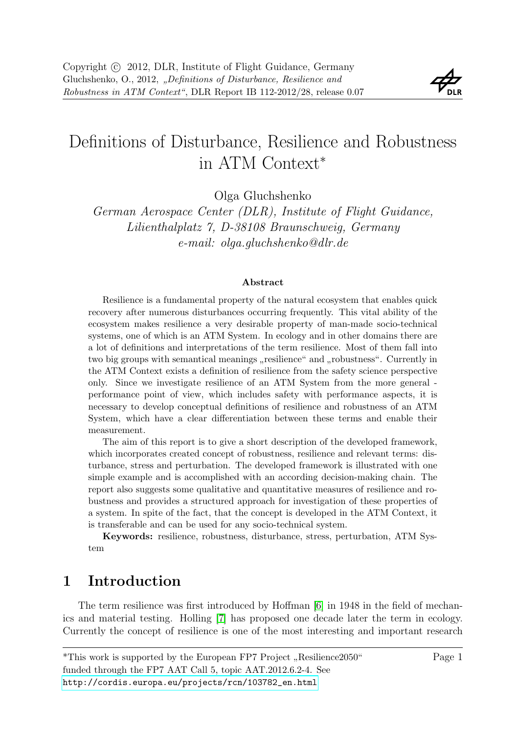# Definitions of Disturbance, Resilience and Robustness in ATM Context*

Olga Gluchshenko

*German Aerospace Center (DLR), Institute of Flight Guidance, Lilienthalplatz 7, D-38108 Braunschweig, Germany*
*e-mail: olga.gluchshenko@dlr.de*

**Abstract**

Resilience is a fundamental property of the natural ecosystem that enables quick recovery after numerous disturbances occurring frequently. This vital ability of the ecosystem makes resilience a very desirable property of man-made socio-technical systems, one of which is an ATM System. In ecology and in other domains there are a lot of definitions and interpretations of the term resilience. Most of them fall into two big groups with semantical meanings „resilience" and „robustness". Currently in the ATM Context exists a definition of resilience from the safety science perspective only. Since we investigate resilience of an ATM System from the more general - performance point of view, which includes safety with performance aspects, it is necessary to develop conceptual definitions of resilience and robustness of an ATM System, which have a clear differentiation between these terms and enable their measurement.

The aim of this report is to give a short description of the developed framework, which incorporates created concept of robustness, resilience and relevant terms: disturbance, stress and perturbation. The developed framework is illustrated with one simple example and is accomplished with an according decision-making chain. The report also suggests some qualitative and quantitative measures of resilience and robustness and provides a structured approach for investigation of these properties of a system. In spite of the fact, that the concept is developed in the ATM Context, it is transferable and can be used for any socio-technical system.

**Keywords:** resilience, robustness, disturbance, stress, perturbation, ATM System

## 1 Introduction

The term resilience was first introduced by Hoffman [6] in 1948 in the field of mechanics and material testing. Holling [7] has proposed one decade later the term in ecology. Currently the concept of resilience is one of the most interesting and important research

*This work is supported by the European FP7 Project „Resilience2050" funded through the FP7 AAT Call 5, topic AAT.2012.6.2-4. See http://cordis.europa.eu/projects/rcn/103782_en.html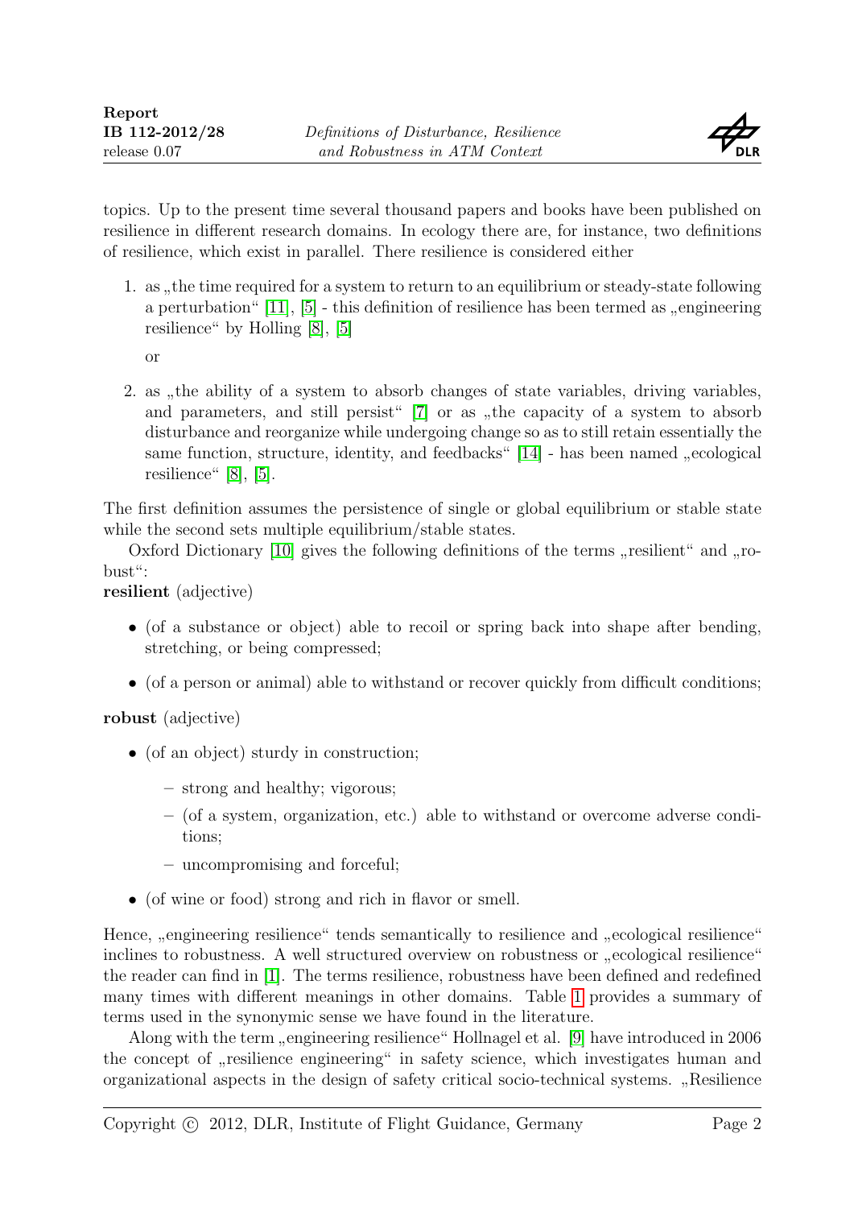topics. Up to the present time several thousand papers and books have been published on resilience in different research domains. In ecology there are, for instance, two definitions of resilience, which exist in parallel. There resilience is considered either

1. as „the time required for a system to return to an equilibrium or steady-state following a perturbation“ [11], [5] - this definition of resilience has been termed as „engineering resilience“ by Holling [8], [5]

   or

2. as „the ability of a system to absorb changes of state variables, driving variables, and parameters, and still persist“ [7] or as „the capacity of a system to absorb disturbance and reorganize while undergoing change so as to still retain essentially the same function, structure, identity, and feedbacks“ [14] - has been named „ecological resilience“ [8], [5].

The first definition assumes the persistence of single or global equilibrium or stable state while the second sets multiple equilibrium/stable states.

Oxford Dictionary [10] gives the following definitions of the terms „resilient“ and „robust“:

**resilient** (adjective)

- (of a substance or object) able to recoil or spring back into shape after bending, stretching, or being compressed;
- (of a person or animal) able to withstand or recover quickly from difficult conditions;

**robust** (adjective)

- (of an object) sturdy in construction;
  - strong and healthy; vigorous;
  - (of a system, organization, etc.) able to withstand or overcome adverse conditions;
  - uncompromising and forceful;
- (of wine or food) strong and rich in flavor or smell.

Hence, „engineering resilience“ tends semantically to resilience and „ecological resilience“ inclines to robustness. A well structured overview on robustness or „ecological resilience“ the reader can find in [1]. The terms resilience, robustness have been defined and redefined many times with different meanings in other domains. Table 1 provides a summary of terms used in the synonymic sense we have found in the literature.

Along with the term „engineering resilience“ Hollnagel et al. [9] have introduced in 2006 the concept of „resilience engineering“ in safety science, which investigates human and organizational aspects in the design of safety critical socio-technical systems. „Resilience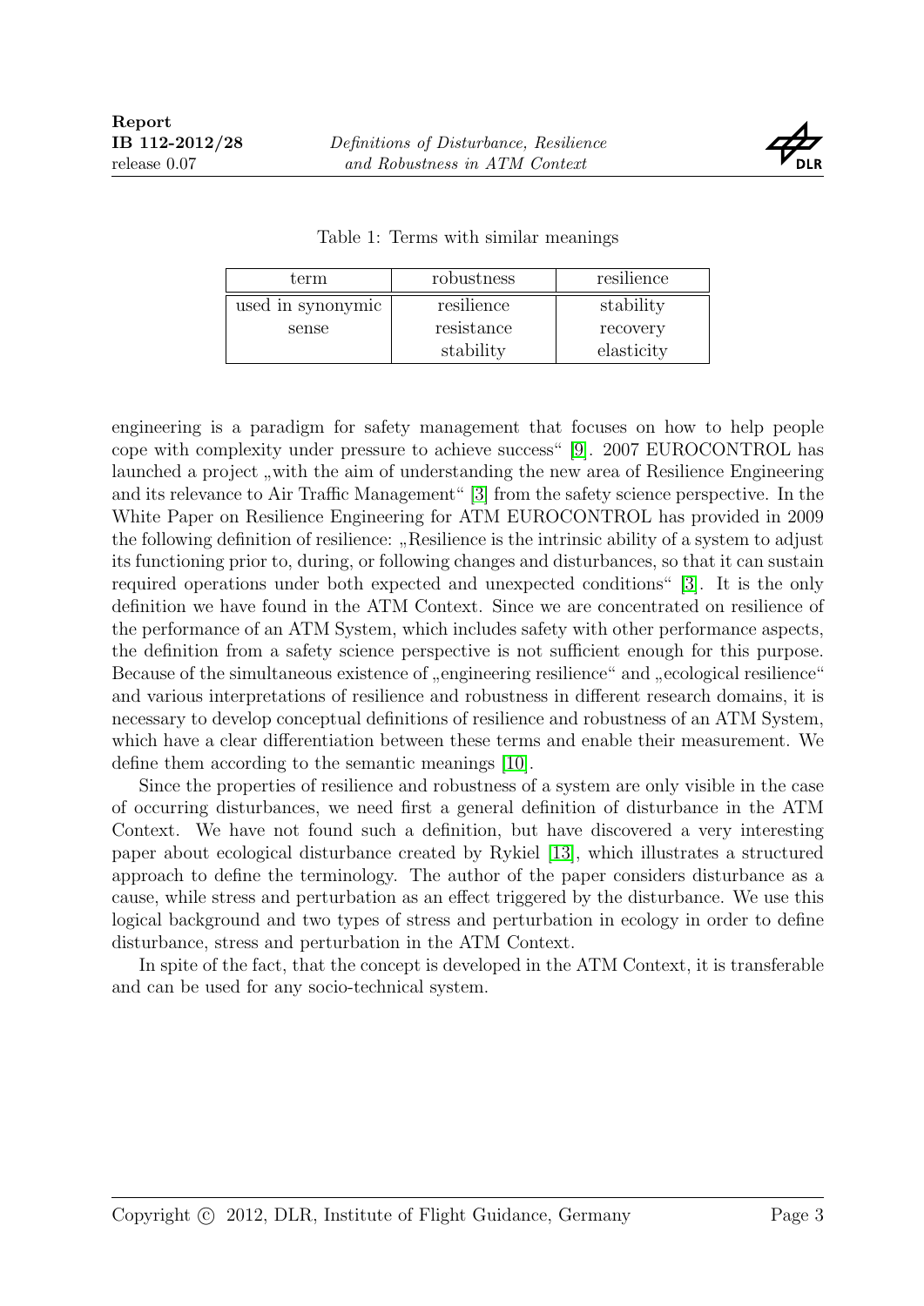Table 1: Terms with similar meanings

| term | robustness | resilience |
|---|---|---|
| used in synonymic sense | resilience | stability |
| | resistance | recovery |
| | stability | elasticity |

engineering is a paradigm for safety management that focuses on how to help people cope with complexity under pressure to achieve success“ [9]. 2007 EUROCONTROL has launched a project „with the aim of understanding the new area of Resilience Engineering and its relevance to Air Traffic Management“ [3] from the safety science perspective. In the White Paper on Resilience Engineering for ATM EUROCONTROL has provided in 2009 the following definition of resilience: „Resilience is the intrinsic ability of a system to adjust its functioning prior to, during, or following changes and disturbances, so that it can sustain required operations under both expected and unexpected conditions“ [3]. It is the only definition we have found in the ATM Context. Since we are concentrated on resilience of the performance of an ATM System, which includes safety with other performance aspects, the definition from a safety science perspective is not sufficient enough for this purpose. Because of the simultaneous existence of „engineering resilience“ and „ecological resilience“ and various interpretations of resilience and robustness in different research domains, it is necessary to develop conceptual definitions of resilience and robustness of an ATM System, which have a clear differentiation between these terms and enable their measurement. We define them according to the semantic meanings [10].

Since the properties of resilience and robustness of a system are only visible in the case of occurring disturbances, we need first a general definition of disturbance in the ATM Context. We have not found such a definition, but have discovered a very interesting paper about ecological disturbance created by Rykiel [13], which illustrates a structured approach to define the terminology. The author of the paper considers disturbance as a cause, while stress and perturbation as an effect triggered by the disturbance. We use this logical background and two types of stress and perturbation in ecology in order to define disturbance, stress and perturbation in the ATM Context.

In spite of the fact, that the concept is developed in the ATM Context, it is transferable and can be used for any socio-technical system.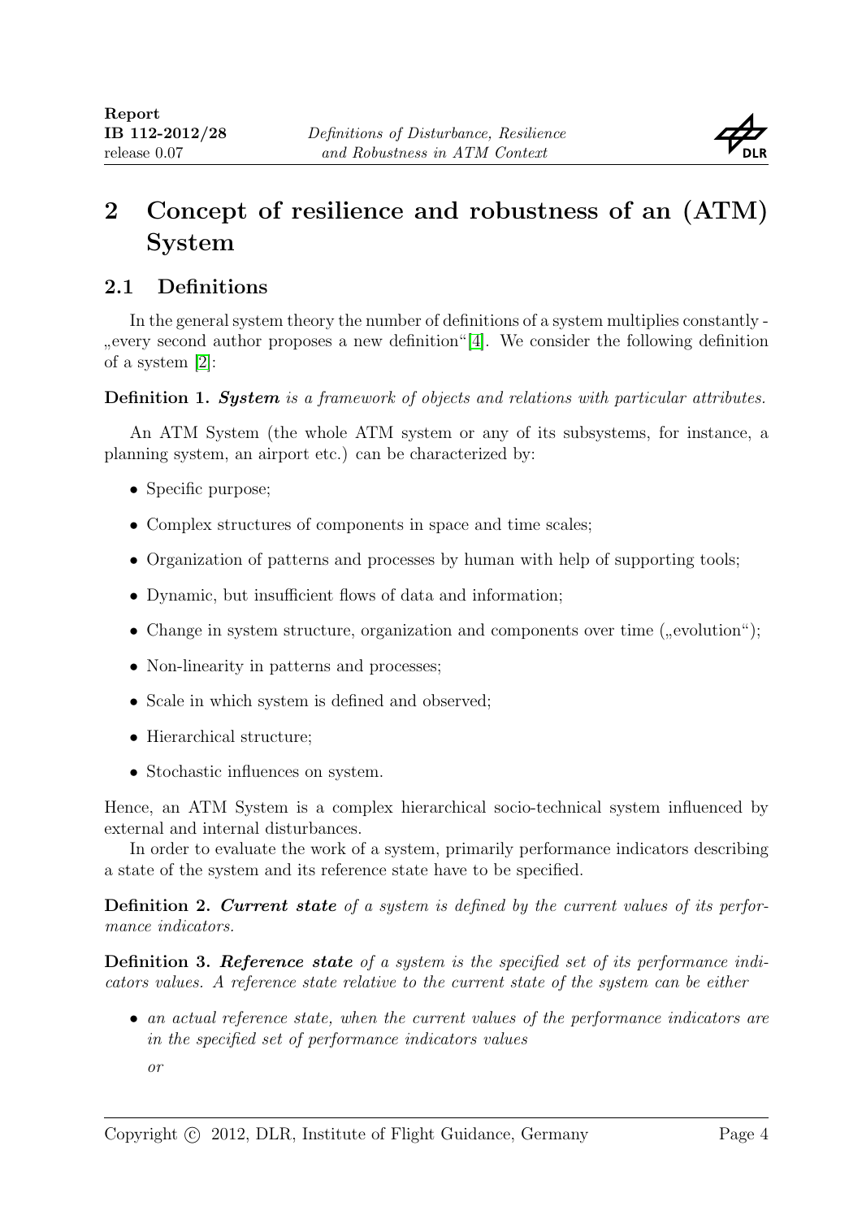# 2 Concept of resilience and robustness of an (ATM) System

## 2.1 Definitions

In the general system theory the number of definitions of a system multiplies constantly - „every second author proposes a new definition"[4]. We consider the following definition of a system [2]:

**Definition 1.** ***System*** *is a framework of objects and relations with particular attributes.*

An ATM System (the whole ATM system or any of its subsystems, for instance, a planning system, an airport etc.) can be characterized by:

- Specific purpose;
- Complex structures of components in space and time scales;
- Organization of patterns and processes by human with help of supporting tools;
- Dynamic, but insufficient flows of data and information;
- Change in system structure, organization and components over time („evolution");
- Non-linearity in patterns and processes;
- Scale in which system is defined and observed;
- Hierarchical structure;
- Stochastic influences on system.

Hence, an ATM System is a complex hierarchical socio-technical system influenced by external and internal disturbances.

In order to evaluate the work of a system, primarily performance indicators describing a state of the system and its reference state have to be specified.

**Definition 2.** ***Current state*** *of a system is defined by the current values of its performance indicators.*

**Definition 3.** ***Reference state*** *of a system is the specified set of its performance indicators values. A reference state relative to the current state of the system can be either*

- *an actual reference state, when the current values of the performance indicators are in the specified set of performance indicators values*

  *or*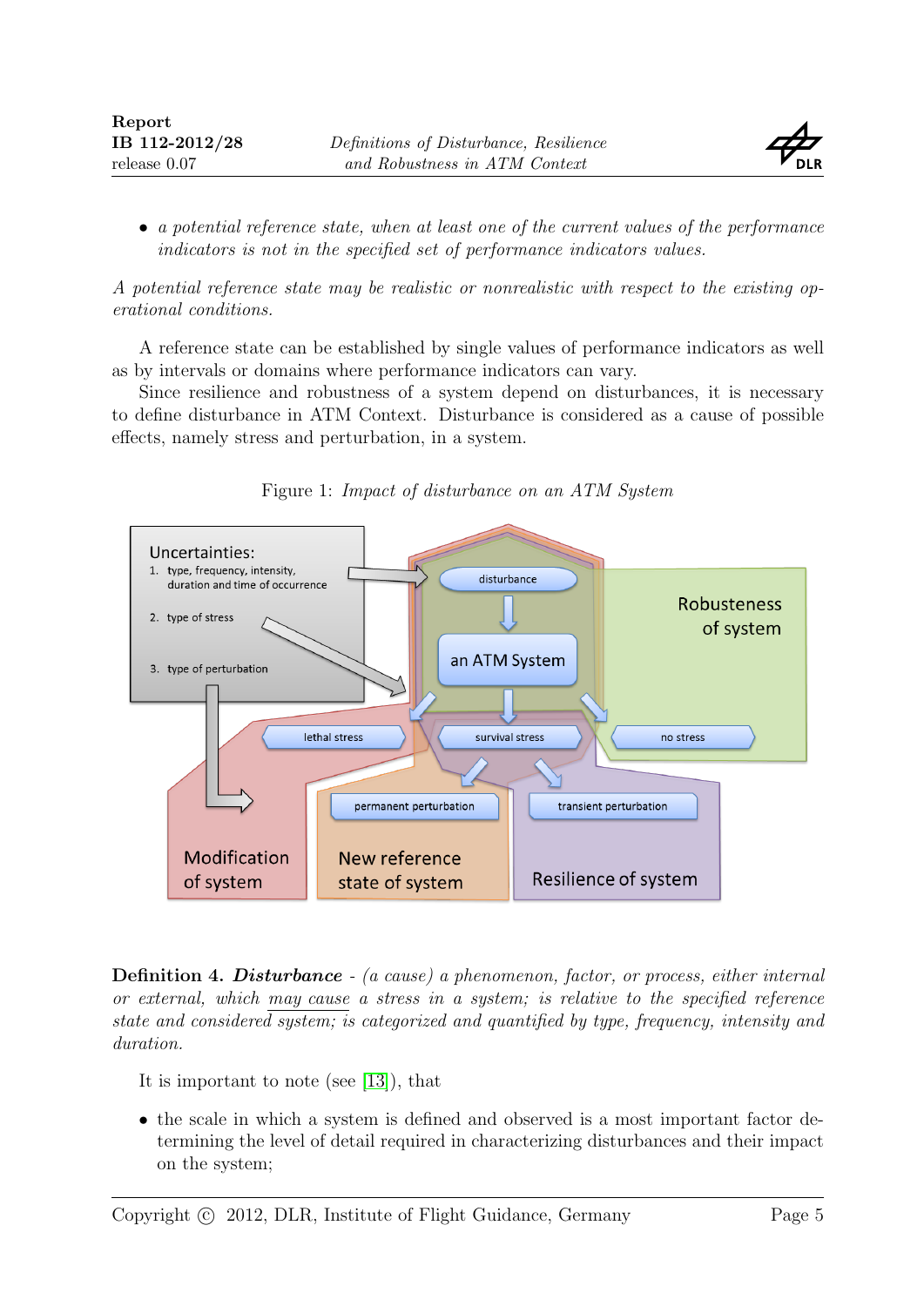- *a potential reference state, when at least one of the current values of the performance indicators is not in the specified set of performance indicators values.*

*A potential reference state may be realistic or nonrealistic with respect to the existing operational conditions.*

A reference state can be established by single values of performance indicators as well as by intervals or domains where performance indicators can vary.

Since resilience and robustness of a system depend on disturbances, it is necessary to define disturbance in ATM Context. Disturbance is considered as a cause of possible effects, namely stress and perturbation, in a system.

Figure 1: *Impact of disturbance on an ATM System*

**Definition 4.** ***Disturbance*** - *(a cause) a phenomenon, factor, or process, either internal or external, which may cause a stress in a system; is relative to the specified reference state and considered system; is categorized and quantified by type, frequency, intensity and duration.*

It is important to note (see [13]), that

- the scale in which a system is defined and observed is a most important factor determining the level of detail required in characterizing disturbances and their impact on the system;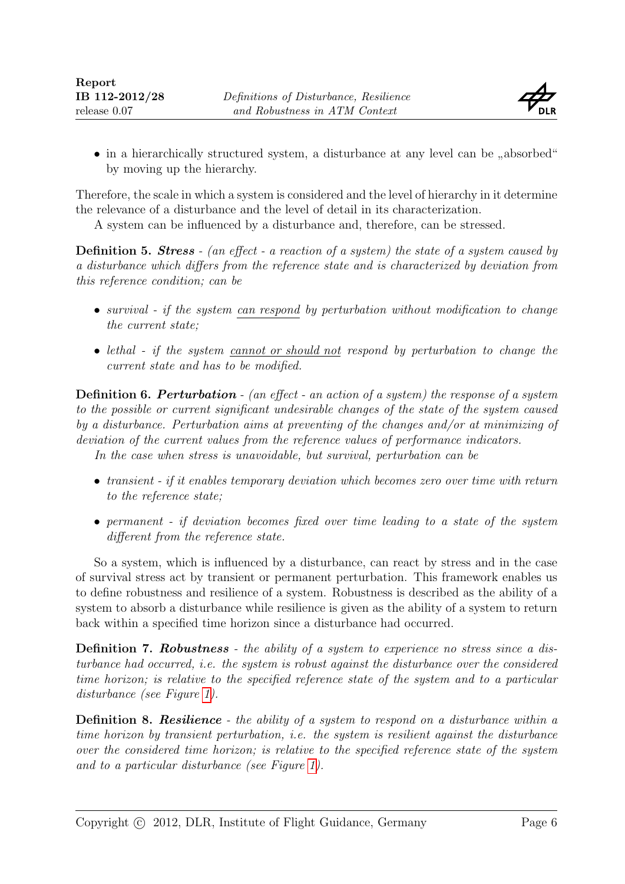- in a hierarchically structured system, a disturbance at any level can be „absorbed" by moving up the hierarchy.

Therefore, the scale in which a system is considered and the level of hierarchy in it determine the relevance of a disturbance and the level of detail in its characterization.

A system can be influenced by a disturbance and, therefore, can be stressed.

**Definition 5.** ***Stress*** *- (an effect - a reaction of a system) the state of a system caused by a disturbance which differs from the reference state and is characterized by deviation from this reference condition; can be*

- *survival - if the system* <u>*can respond*</u> *by perturbation without modification to change the current state;*
- *lethal - if the system* <u>*cannot or should not*</u> *respond by perturbation to change the current state and has to be modified.*

**Definition 6.** ***Perturbation*** *- (an effect - an action of a system) the response of a system to the possible or current significant undesirable changes of the state of the system caused by a disturbance. Perturbation aims at preventing of the changes and/or at minimizing of deviation of the current values from the reference values of performance indicators.*

*In the case when stress is unavoidable, but survival, perturbation can be*

- *transient - if it enables temporary deviation which becomes zero over time with return to the reference state;*
- *permanent - if deviation becomes fixed over time leading to a state of the system different from the reference state.*

So a system, which is influenced by a disturbance, can react by stress and in the case of survival stress act by transient or permanent perturbation. This framework enables us to define robustness and resilience of a system. Robustness is described as the ability of a system to absorb a disturbance while resilience is given as the ability of a system to return back within a specified time horizon since a disturbance had occurred.

**Definition 7.** ***Robustness*** *- the ability of a system to experience no stress since a disturbance had occurred, i.e. the system is robust against the disturbance over the considered time horizon; is relative to the specified reference state of the system and to a particular disturbance (see Figure 1).*

**Definition 8.** ***Resilience*** *- the ability of a system to respond on a disturbance within a time horizon by transient perturbation, i.e. the system is resilient against the disturbance over the considered time horizon; is relative to the specified reference state of the system and to a particular disturbance (see Figure 1).*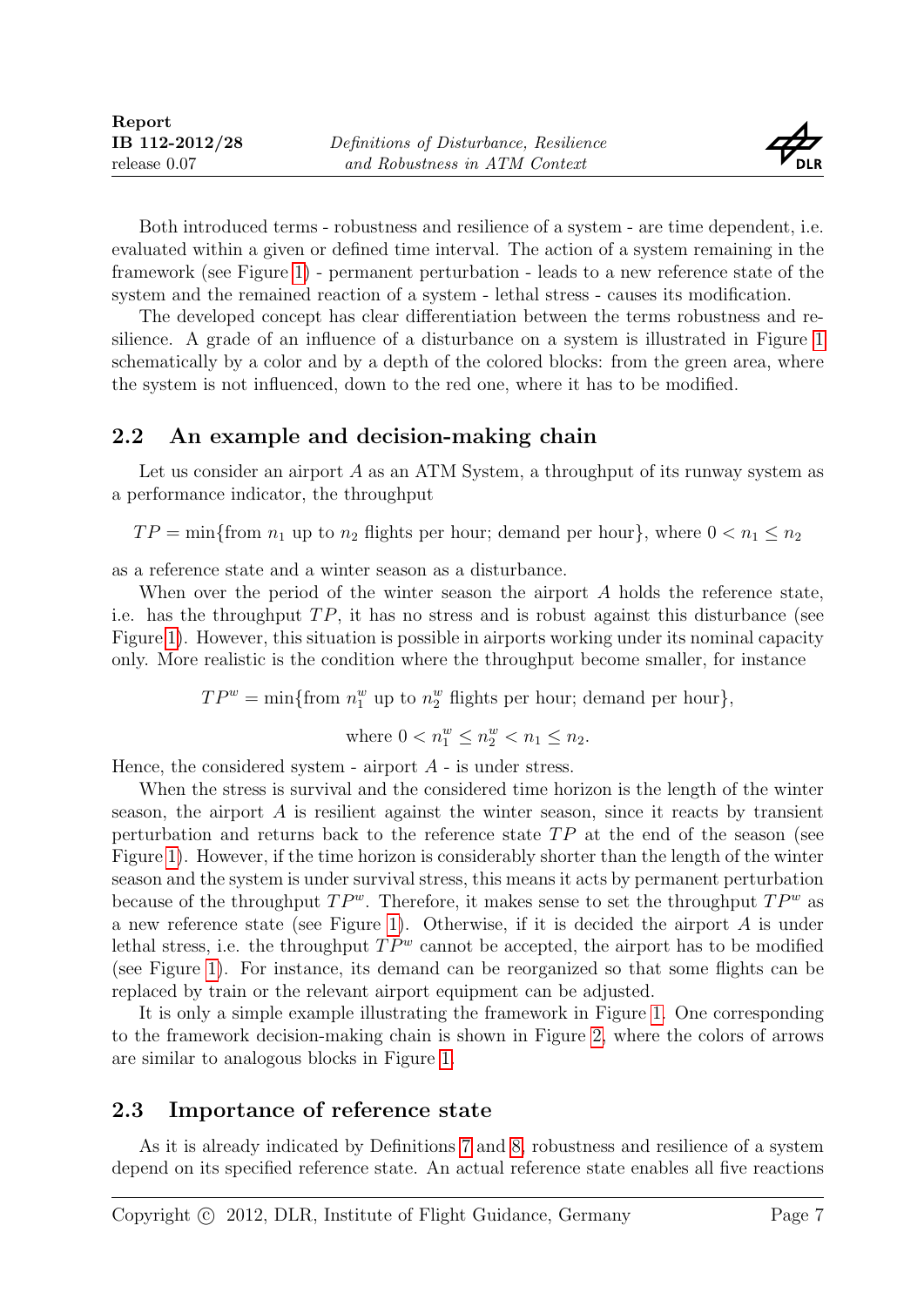Both introduced terms - robustness and resilience of a system - are time dependent, i.e. evaluated within a given or defined time interval. The action of a system remaining in the framework (see Figure 1) - permanent perturbation - leads to a new reference state of the system and the remained reaction of a system - lethal stress - causes its modification.

The developed concept has clear differentiation between the terms robustness and resilience. A grade of an influence of a disturbance on a system is illustrated in Figure 1 schematically by a color and by a depth of the colored blocks: from the green area, where the system is not influenced, down to the red one, where it has to be modified.

## 2.2 An example and decision-making chain

Let us consider an airport $A$ as an ATM System, a throughput of its runway system as a performance indicator, the throughput

$$TP = \min\{\text{from } n_1 \text{ up to } n_2 \text{ flights per hour; demand per hour}\}, \text{ where } 0 < n_1 \leq n_2$$

as a reference state and a winter season as a disturbance.

When over the period of the winter season the airport $A$ holds the reference state, i.e. has the throughput $TP$, it has no stress and is robust against this disturbance (see Figure 1). However, this situation is possible in airports working under its nominal capacity only. More realistic is the condition where the throughput become smaller, for instance

$$TP^w = \min\{\text{from } n_1^w \text{ up to } n_2^w \text{ flights per hour; demand per hour}\},$$

$$\text{where } 0 < n_1^w \leq n_2^w < n_1 \leq n_2.$$

Hence, the considered system - airport $A$ - is under stress.

When the stress is survival and the considered time horizon is the length of the winter season, the airport $A$ is resilient against the winter season, since it reacts by transient perturbation and returns back to the reference state $TP$ at the end of the season (see Figure 1). However, if the time horizon is considerably shorter than the length of the winter season and the system is under survival stress, this means it acts by permanent perturbation because of the throughput $TP^w$. Therefore, it makes sense to set the throughput $TP^w$ as a new reference state (see Figure 1). Otherwise, if it is decided the airport $A$ is under lethal stress, i.e. the throughput $TP^w$ cannot be accepted, the airport has to be modified (see Figure 1). For instance, its demand can be reorganized so that some flights can be replaced by train or the relevant airport equipment can be adjusted.

It is only a simple example illustrating the framework in Figure 1. One corresponding to the framework decision-making chain is shown in Figure 2, where the colors of arrows are similar to analogous blocks in Figure 1.

## 2.3 Importance of reference state

As it is already indicated by Definitions 7 and 8, robustness and resilience of a system depend on its specified reference state. An actual reference state enables all five reactions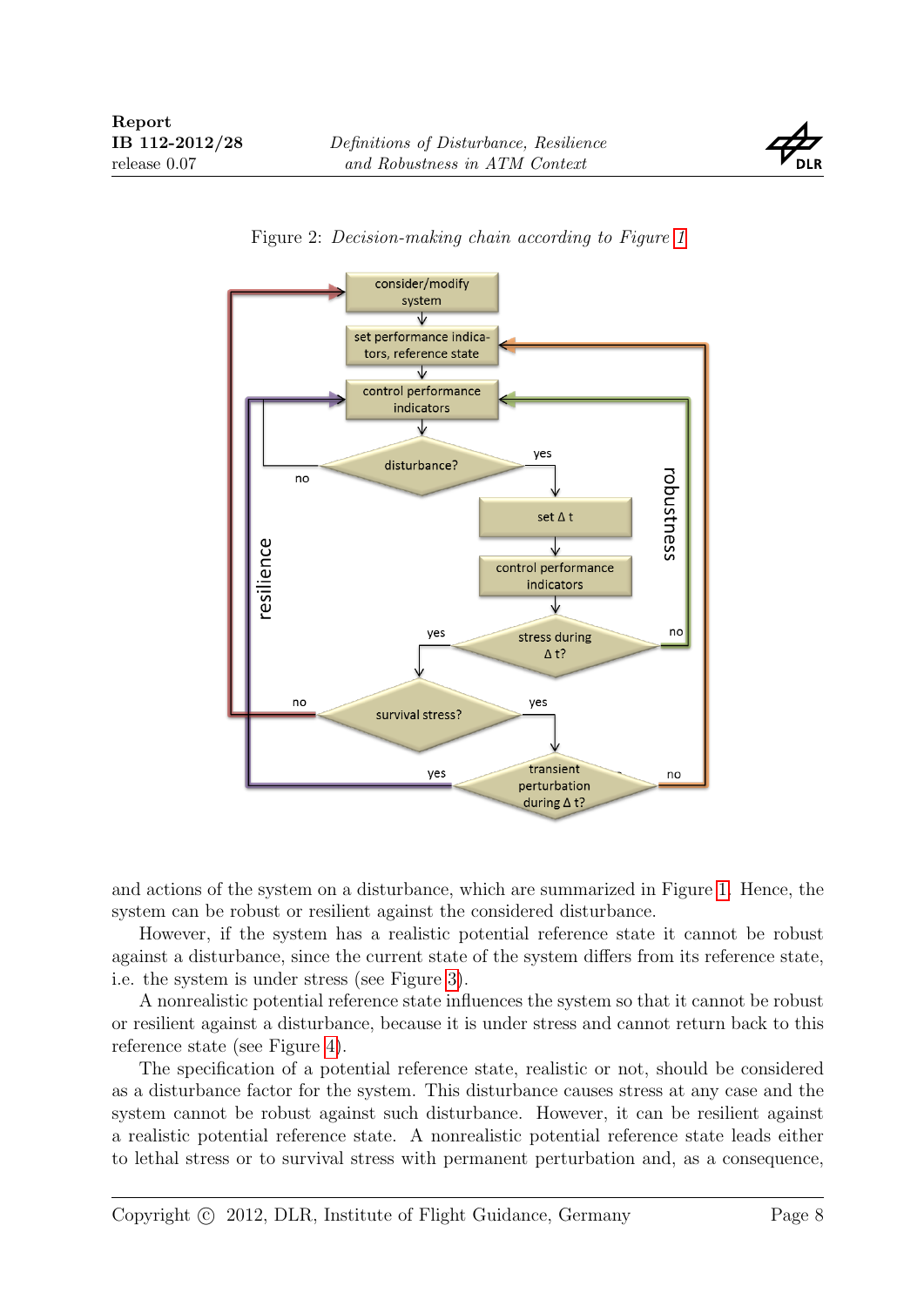Figure 2: *Decision-making chain according to Figure 1*

and actions of the system on a disturbance, which are summarized in Figure 1. Hence, the system can be robust or resilient against the considered disturbance.

However, if the system has a realistic potential reference state it cannot be robust against a disturbance, since the current state of the system differs from its reference state, i.e. the system is under stress (see Figure 3).

A nonrealistic potential reference state influences the system so that it cannot be robust or resilient against a disturbance, because it is under stress and cannot return back to this reference state (see Figure 4).

The specification of a potential reference state, realistic or not, should be considered as a disturbance factor for the system. This disturbance causes stress at any case and the system cannot be robust against such disturbance. However, it can be resilient against a realistic potential reference state. A nonrealistic potential reference state leads either to lethal stress or to survival stress with permanent perturbation and, as a consequence,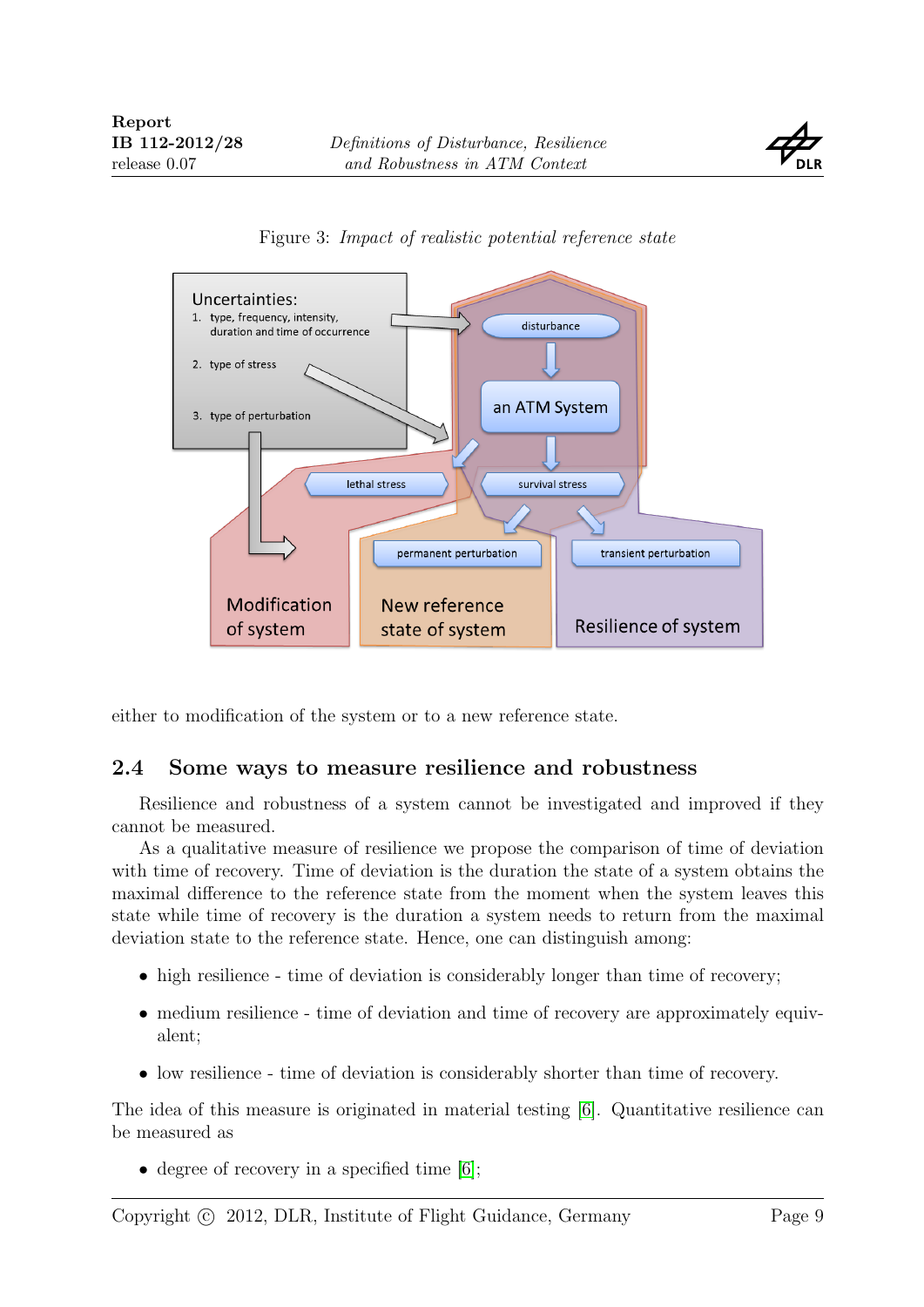Figure 3: *Impact of realistic potential reference state*

either to modification of the system or to a new reference state.

## 2.4 Some ways to measure resilience and robustness

Resilience and robustness of a system cannot be investigated and improved if they cannot be measured.

As a qualitative measure of resilience we propose the comparison of time of deviation with time of recovery. Time of deviation is the duration the state of a system obtains the maximal difference to the reference state from the moment when the system leaves this state while time of recovery is the duration a system needs to return from the maximal deviation state to the reference state. Hence, one can distinguish among:

- high resilience - time of deviation is considerably longer than time of recovery;
- medium resilience - time of deviation and time of recovery are approximately equivalent;
- low resilience - time of deviation is considerably shorter than time of recovery.

The idea of this measure is originated in material testing [6]. Quantitative resilience can be measured as

- degree of recovery in a specified time [6];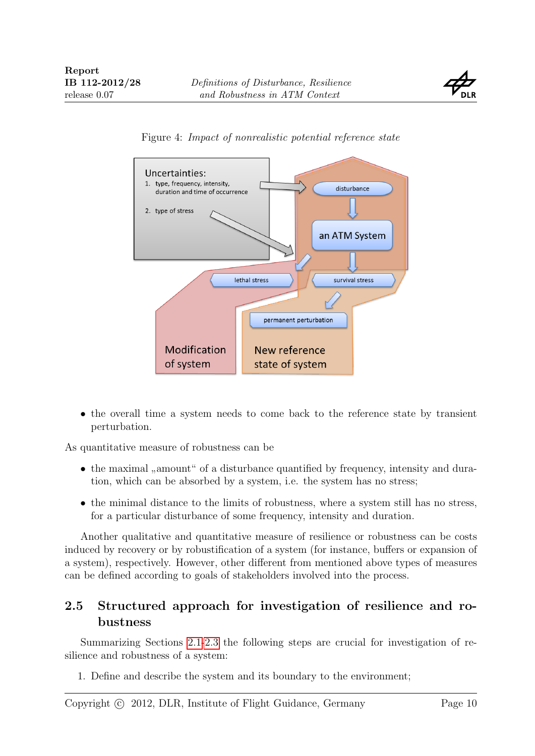Figure 4: *Impact of nonrealistic potential reference state*

- the overall time a system needs to come back to the reference state by transient perturbation.

As quantitative measure of robustness can be

- the maximal „amount" of a disturbance quantified by frequency, intensity and duration, which can be absorbed by a system, i.e. the system has no stress;
- the minimal distance to the limits of robustness, where a system still has no stress, for a particular disturbance of some frequency, intensity and duration.

Another qualitative and quantitative measure of resilience or robustness can be costs induced by recovery or by robustification of a system (for instance, buffers or expansion of a system), respectively. However, other different from mentioned above types of measures can be defined according to goals of stakeholders involved into the process.

## 2.5 Structured approach for investigation of resilience and robustness

Summarizing Sections 2.1-2.3 the following steps are crucial for investigation of resilience and robustness of a system:

1. Define and describe the system and its boundary to the environment;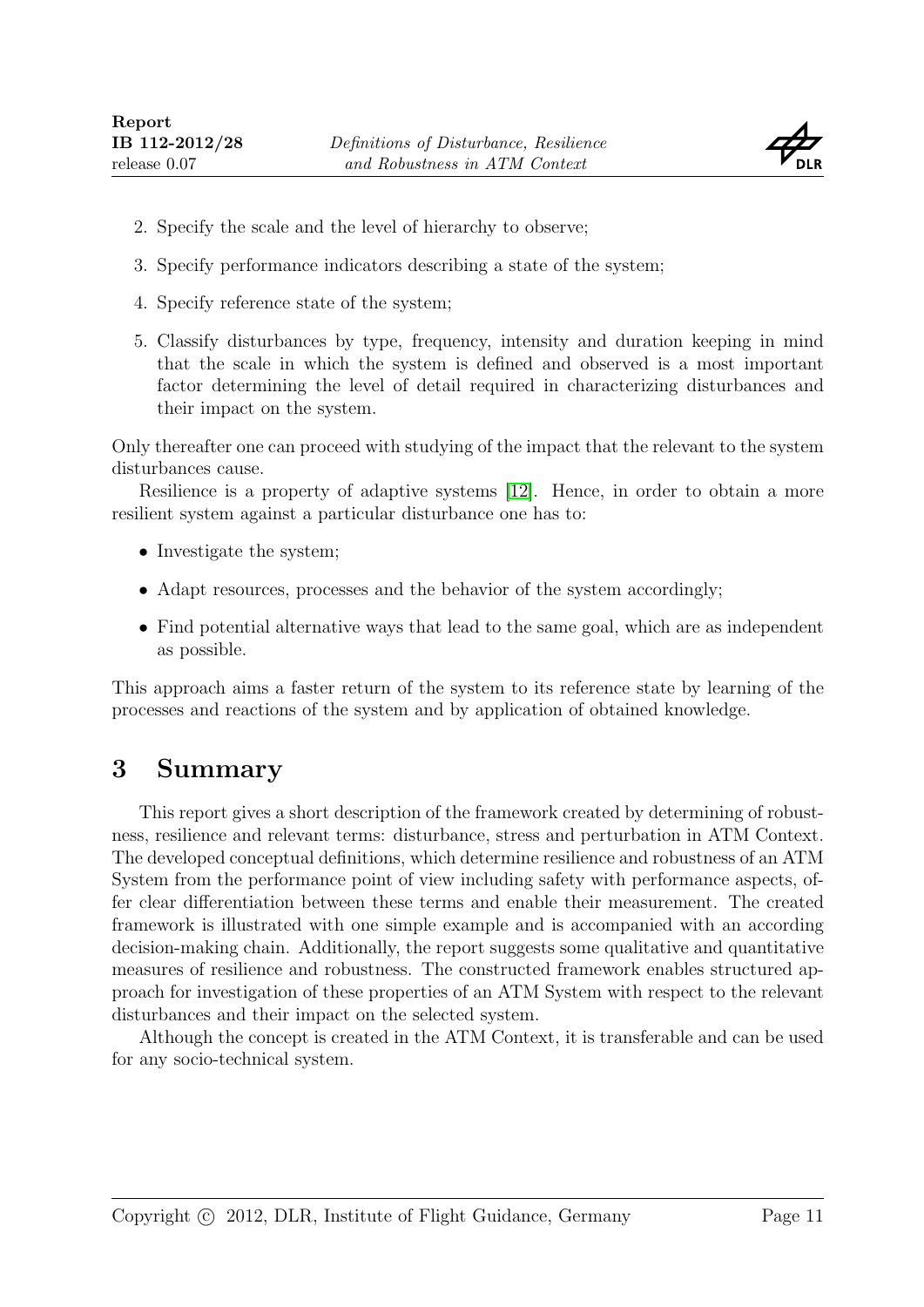2. Specify the scale and the level of hierarchy to observe;
3. Specify performance indicators describing a state of the system;
4. Specify reference state of the system;
5. Classify disturbances by type, frequency, intensity and duration keeping in mind that the scale in which the system is defined and observed is a most important factor determining the level of detail required in characterizing disturbances and their impact on the system.

Only thereafter one can proceed with studying of the impact that the relevant to the system disturbances cause.

Resilience is a property of adaptive systems [12]. Hence, in order to obtain a more resilient system against a particular disturbance one has to:

- Investigate the system;
- Adapt resources, processes and the behavior of the system accordingly;
- Find potential alternative ways that lead to the same goal, which are as independent as possible.

This approach aims a faster return of the system to its reference state by learning of the processes and reactions of the system and by application of obtained knowledge.

# 3 Summary

This report gives a short description of the framework created by determining of robustness, resilience and relevant terms: disturbance, stress and perturbation in ATM Context. The developed conceptual definitions, which determine resilience and robustness of an ATM System from the performance point of view including safety with performance aspects, offer clear differentiation between these terms and enable their measurement. The created framework is illustrated with one simple example and is accompanied with an according decision-making chain. Additionally, the report suggests some qualitative and quantitative measures of resilience and robustness. The constructed framework enables structured approach for investigation of these properties of an ATM System with respect to the relevant disturbances and their impact on the selected system.

Although the concept is created in the ATM Context, it is transferable and can be used for any socio-technical system.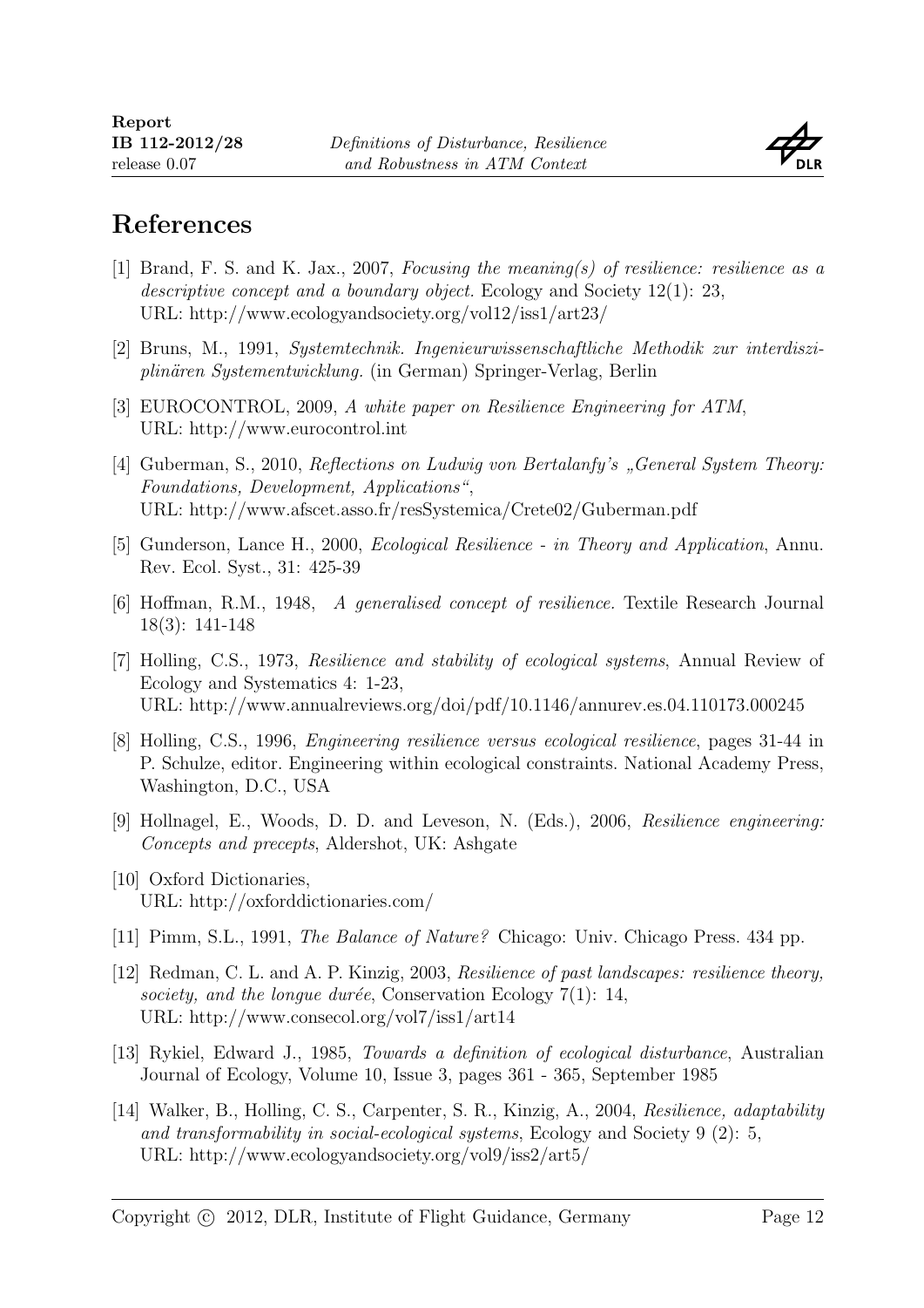# References

[1] Brand, F. S. and K. Jax., 2007, *Focusing the meaning(s) of resilience: resilience as a descriptive concept and a boundary object.* Ecology and Society 12(1): 23, URL: http://www.ecologyandsociety.org/vol12/iss1/art23/

[2] Bruns, M., 1991, *Systemtechnik. Ingenieurwissenschaftliche Methodik zur interdisziplinären Systementwicklung.* (in German) Springer-Verlag, Berlin

[3] EUROCONTROL, 2009, *A white paper on Resilience Engineering for ATM*, URL: http://www.eurocontrol.int

[4] Guberman, S., 2010, *Reflections on Ludwig von Bertalanfy's „General System Theory: Foundations, Development, Applications"*, URL: http://www.afscet.asso.fr/resSystemica/Crete02/Guberman.pdf

[5] Gunderson, Lance H., 2000, *Ecological Resilience - in Theory and Application*, Annu. Rev. Ecol. Syst., 31: 425-39

[6] Hoffman, R.M., 1948, *A generalised concept of resilience.* Textile Research Journal 18(3): 141-148

[7] Holling, C.S., 1973, *Resilience and stability of ecological systems*, Annual Review of Ecology and Systematics 4: 1-23, URL: http://www.annualreviews.org/doi/pdf/10.1146/annurev.es.04.110173.000245

[8] Holling, C.S., 1996, *Engineering resilience versus ecological resilience*, pages 31-44 in P. Schulze, editor. Engineering within ecological constraints. National Academy Press, Washington, D.C., USA

[9] Hollnagel, E., Woods, D. D. and Leveson, N. (Eds.), 2006, *Resilience engineering: Concepts and precepts*, Aldershot, UK: Ashgate

[10] Oxford Dictionaries, URL: http://oxforddictionaries.com/

[11] Pimm, S.L., 1991, *The Balance of Nature?* Chicago: Univ. Chicago Press. 434 pp.

[12] Redman, C. L. and A. P. Kinzig, 2003, *Resilience of past landscapes: resilience theory, society, and the longue durée*, Conservation Ecology 7(1): 14, URL: http://www.consecol.org/vol7/iss1/art14

[13] Rykiel, Edward J., 1985, *Towards a definition of ecological disturbance*, Australian Journal of Ecology, Volume 10, Issue 3, pages 361 - 365, September 1985

[14] Walker, B., Holling, C. S., Carpenter, S. R., Kinzig, A., 2004, *Resilience, adaptability and transformability in social-ecological systems*, Ecology and Society 9 (2): 5, URL: http://www.ecologyandsociety.org/vol9/iss2/art5/